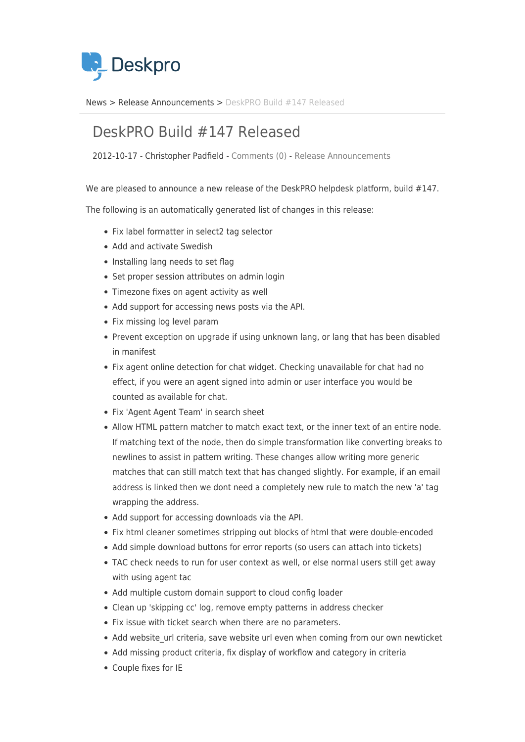Deskpro

News > Release Announcements > DeskPRO Build #147 Released

# DeskPRO Build #147 Released

2012-10-17 - Christopher Padfield - Comments (0) - Release Announcements

We are pleased to announce a new release of the DeskPRO helpdesk platform, build #147.

The following is an automatically generated list of changes in this release:

- Fix label formatter in select2 tag selector
- Add and activate Swedish
- Installing lang needs to set flag
- Set proper session attributes on admin login
- Timezone fixes on agent activity as well
- Add support for accessing news posts via the API.
- Fix missing log level param
- Prevent exception on upgrade if using unknown lang, or lang that has been disabled in manifest
- Fix agent online detection for chat widget. Checking unavailable for chat had no effect, if you were an agent signed into admin or user interface you would be counted as available for chat.
- Fix 'Agent Agent Team' in search sheet
- Allow HTML pattern matcher to match exact text, or the inner text of an entire node. If matching text of the node, then do simple transformation like converting breaks to newlines to assist in pattern writing. These changes allow writing more generic matches that can still match text that has changed slightly. For example, if an email address is linked then we dont need a completely new rule to match the new 'a' tag wrapping the address.
- Add support for accessing downloads via the API.
- Fix html cleaner sometimes stripping out blocks of html that were double-encoded
- Add simple download buttons for error reports (so users can attach into tickets)
- TAC check needs to run for user context as well, or else normal users still get away with using agent tac
- Add multiple custom domain support to cloud config loader
- Clean up 'skipping cc' log, remove empty patterns in address checker
- Fix issue with ticket search when there are no parameters.
- Add website_url criteria, save website url even when coming from our own newticket
- Add missing product criteria, fix display of workflow and category in criteria
- Couple fixes for IE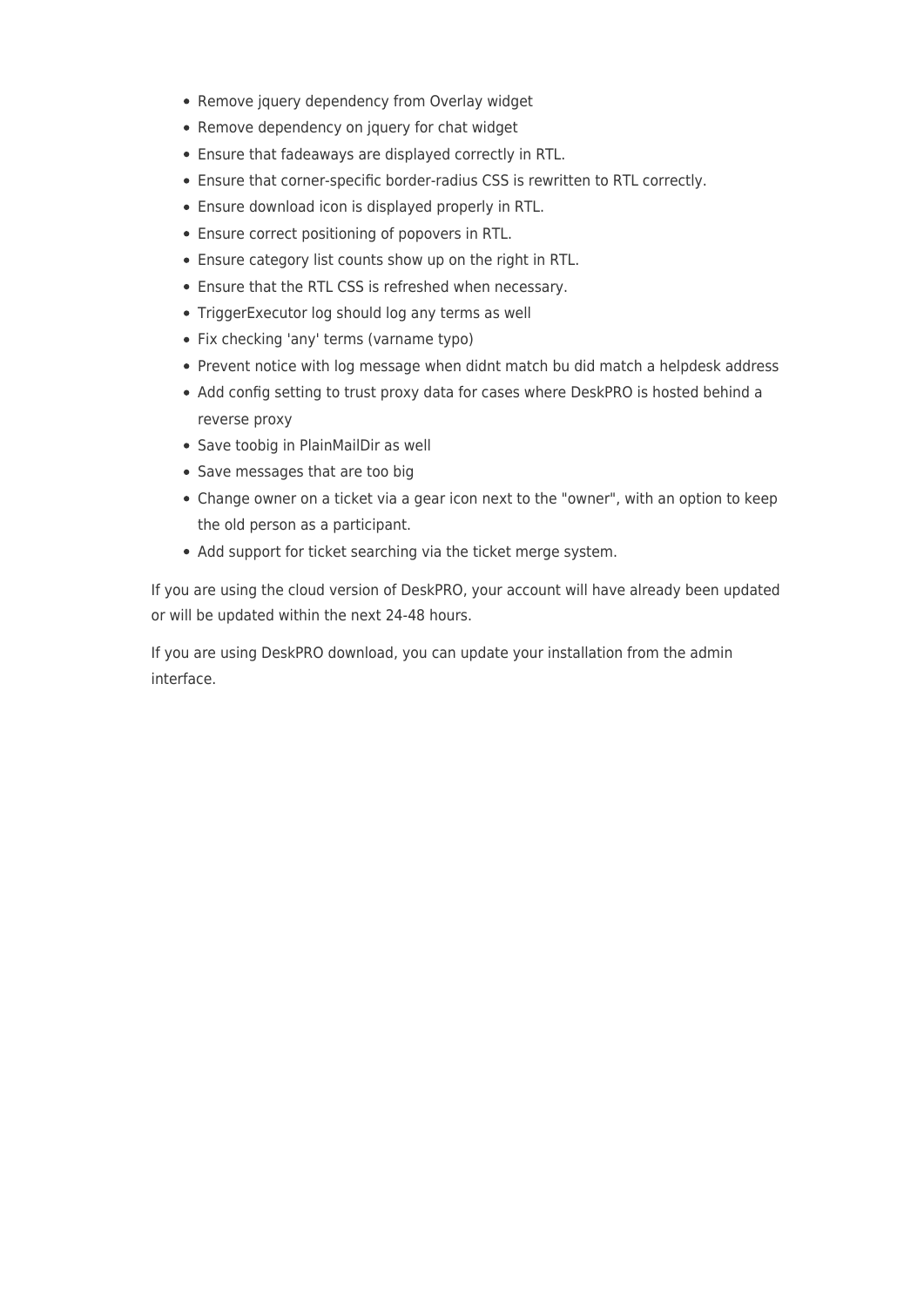- Remove jquery dependency from Overlay widget
- Remove dependency on jquery for chat widget
- Ensure that fadeaways are displayed correctly in RTL.
- Ensure that corner-specific border-radius CSS is rewritten to RTL correctly.
- Ensure download icon is displayed properly in RTL.
- Ensure correct positioning of popovers in RTL.
- Ensure category list counts show up on the right in RTL.
- Ensure that the RTL CSS is refreshed when necessary.
- TriggerExecutor log should log any terms as well
- Fix checking 'any' terms (varname typo)
- Prevent notice with log message when didnt match bu did match a helpdesk address
- Add config setting to trust proxy data for cases where DeskPRO is hosted behind a reverse proxy
- Save toobig in PlainMailDir as well
- Save messages that are too big
- Change owner on a ticket via a gear icon next to the "owner", with an option to keep the old person as a participant.
- Add support for ticket searching via the ticket merge system.

If you are using the cloud version of DeskPRO, your account will have already been updated or will be updated within the next 24-48 hours.

If you are using DeskPRO download, you can update your installation from the admin interface.